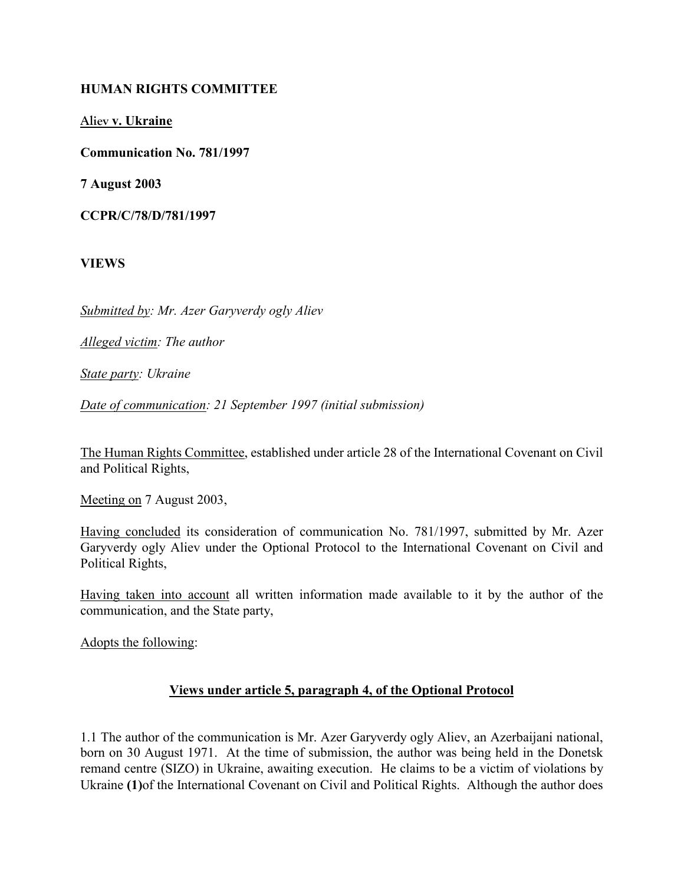**HUMAN RIGHTS COMMITTEE**

**Aliev v. Ukraine**

**Communication No. 781/1997**

**7 August 2003**

**CCPR/C/78/D/781/1997**

**VIEWS**

*Submitted by: Mr. Azer Garyverdy ogly Aliev*

*Alleged victim: The author*

*State party: Ukraine*

*Date of communication: 21 September 1997 (initial submission)*

The Human Rights Committee, established under article 28 of the International Covenant on Civil and Political Rights,

Meeting on 7 August 2003,

Having concluded its consideration of communication No. 781/1997, submitted by Mr. Azer Garyverdy ogly Aliev under the Optional Protocol to the International Covenant on Civil and Political Rights,

Having taken into account all written information made available to it by the author of the communication, and the State party,

Adopts the following:

## Views under article 5, paragraph 4, of the Optional Protocol

1.1 The author of the communication is Mr. Azer Garyverdy ogly Aliev, an Azerbaijani national, born on 30 August 1971. At the time of submission, the author was being held in the Donetsk remand centre (SIZO) in Ukraine, awaiting execution. He claims to be a victim of violations by Ukraine **(1)** of the International Covenant on Civil and Political Rights. Although the author does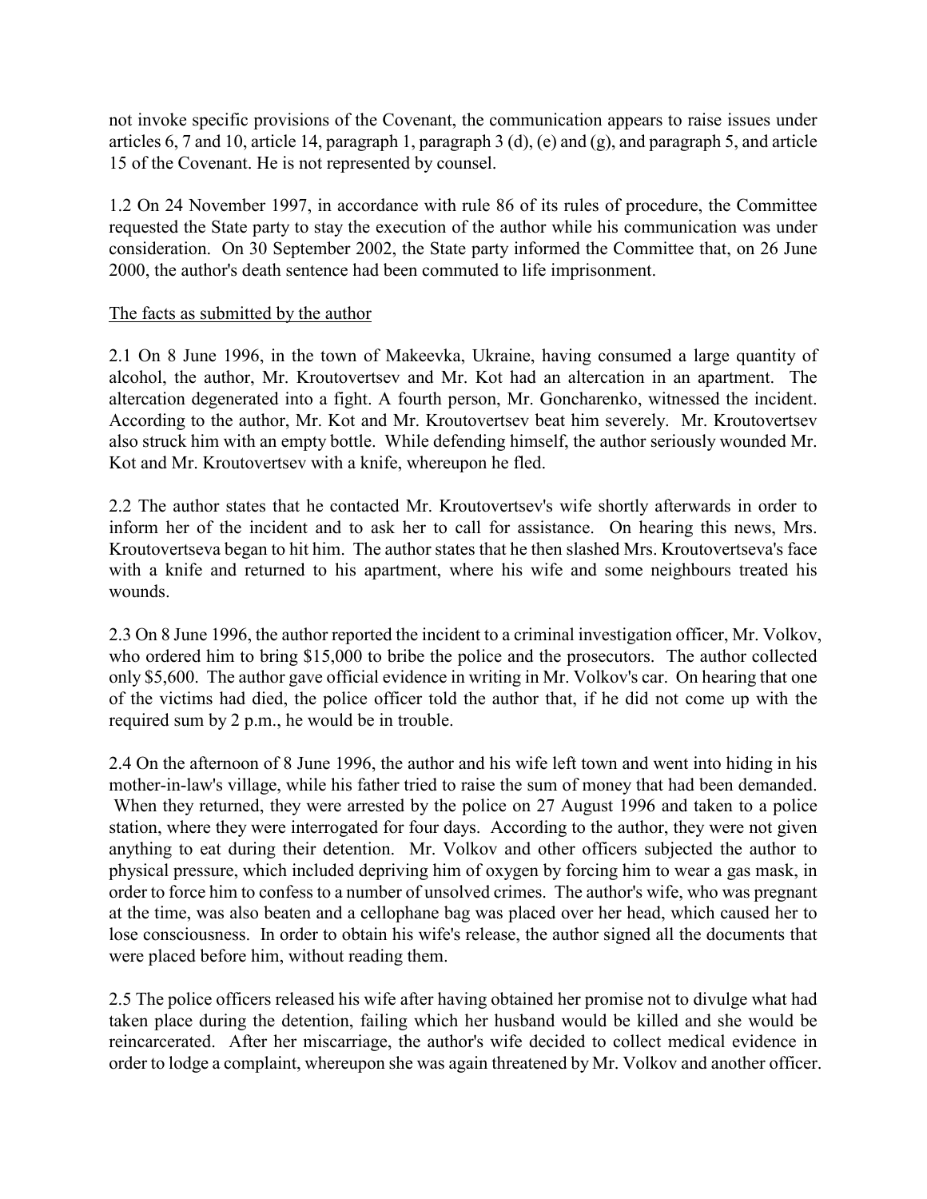not invoke specific provisions of the Covenant, the communication appears to raise issues under articles 6, 7 and 10, article 14, paragraph 1, paragraph 3 (d), (e) and (g), and paragraph 5, and article 15 of the Covenant. He is not represented by counsel.

1.2 On 24 November 1997, in accordance with rule 86 of its rules of procedure, the Committee requested the State party to stay the execution of the author while his communication was under consideration. On 30 September 2002, the State party informed the Committee that, on 26 June 2000, the author's death sentence had been commuted to life imprisonment.

<u>The facts as submitted by the author</u>

2.1 On 8 June 1996, in the town of Makeevka, Ukraine, having consumed a large quantity of alcohol, the author, Mr. Kroutovertsev and Mr. Kot had an altercation in an apartment. The altercation degenerated into a fight. A fourth person, Mr. Goncharenko, witnessed the incident. According to the author, Mr. Kot and Mr. Kroutovertsev beat him severely. Mr. Kroutovertsev also struck him with an empty bottle. While defending himself, the author seriously wounded Mr. Kot and Mr. Kroutovertsev with a knife, whereupon he fled.

2.2 The author states that he contacted Mr. Kroutovertsev's wife shortly afterwards in order to inform her of the incident and to ask her to call for assistance. On hearing this news, Mrs. Kroutovertseva began to hit him. The author states that he then slashed Mrs. Kroutovertseva's face with a knife and returned to his apartment, where his wife and some neighbours treated his wounds.

2.3 On 8 June 1996, the author reported the incident to a criminal investigation officer, Mr. Volkov, who ordered him to bring $15,000 to bribe the police and the prosecutors. The author collected only $5,600. The author gave official evidence in writing in Mr. Volkov's car. On hearing that one of the victims had died, the police officer told the author that, if he did not come up with the required sum by 2 p.m., he would be in trouble.

2.4 On the afternoon of 8 June 1996, the author and his wife left town and went into hiding in his mother-in-law's village, while his father tried to raise the sum of money that had been demanded. When they returned, they were arrested by the police on 27 August 1996 and taken to a police station, where they were interrogated for four days. According to the author, they were not given anything to eat during their detention. Mr. Volkov and other officers subjected the author to physical pressure, which included depriving him of oxygen by forcing him to wear a gas mask, in order to force him to confess to a number of unsolved crimes. The author's wife, who was pregnant at the time, was also beaten and a cellophane bag was placed over her head, which caused her to lose consciousness. In order to obtain his wife's release, the author signed all the documents that were placed before him, without reading them.

2.5 The police officers released his wife after having obtained her promise not to divulge what had taken place during the detention, failing which her husband would be killed and she would be reincarcerated. After her miscarriage, the author's wife decided to collect medical evidence in order to lodge a complaint, whereupon she was again threatened by Mr. Volkov and another officer.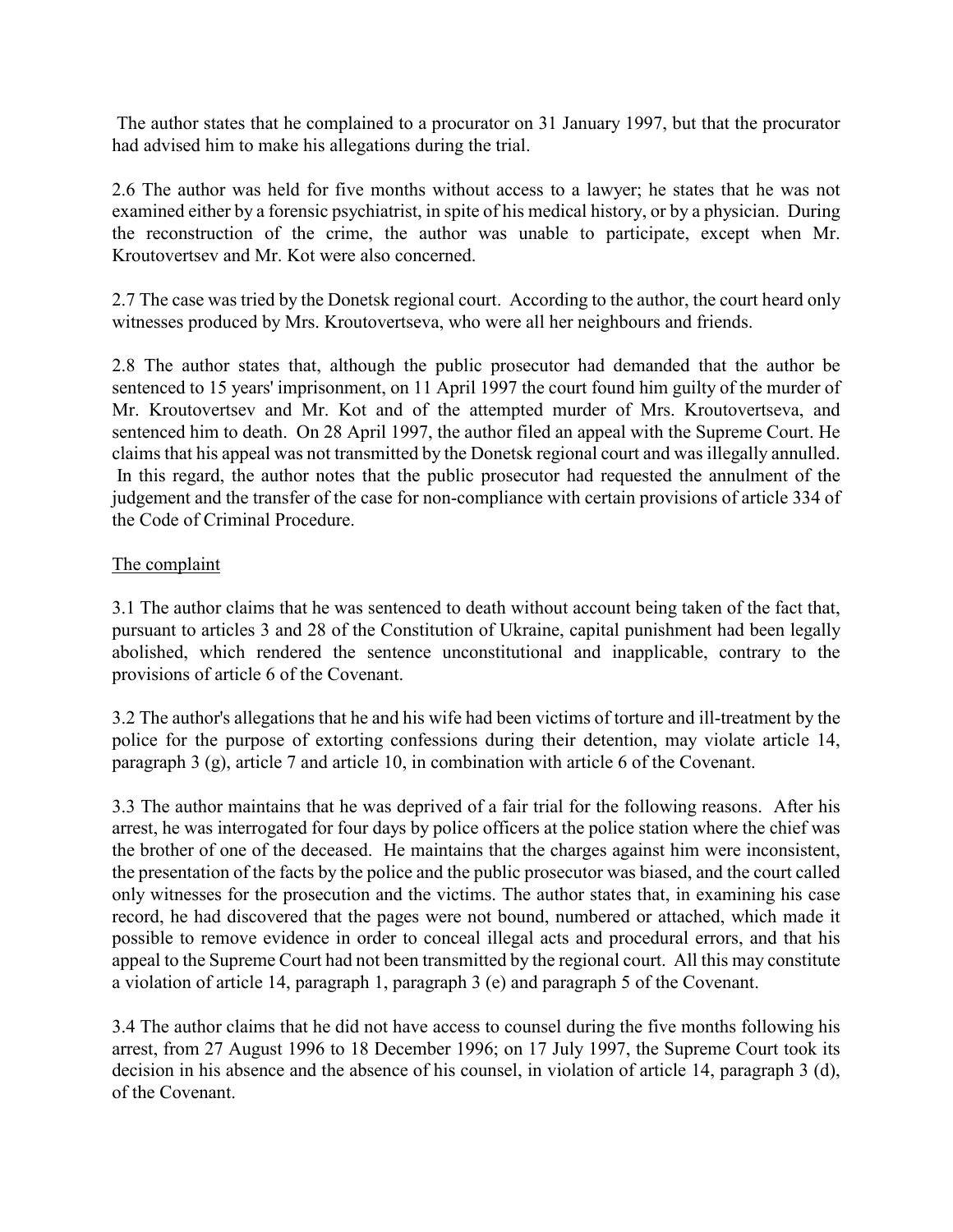The author states that he complained to a procurator on 31 January 1997, but that the procurator had advised him to make his allegations during the trial.

2.6 The author was held for five months without access to a lawyer; he states that he was not examined either by a forensic psychiatrist, in spite of his medical history, or by a physician. During the reconstruction of the crime, the author was unable to participate, except when Mr. Kroutovertsev and Mr. Kot were also concerned.

2.7 The case was tried by the Donetsk regional court. According to the author, the court heard only witnesses produced by Mrs. Kroutovertseva, who were all her neighbours and friends.

2.8 The author states that, although the public prosecutor had demanded that the author be sentenced to 15 years' imprisonment, on 11 April 1997 the court found him guilty of the murder of Mr. Kroutovertsev and Mr. Kot and of the attempted murder of Mrs. Kroutovertseva, and sentenced him to death. On 28 April 1997, the author filed an appeal with the Supreme Court. He claims that his appeal was not transmitted by the Donetsk regional court and was illegally annulled. In this regard, the author notes that the public prosecutor had requested the annulment of the judgement and the transfer of the case for non-compliance with certain provisions of article 334 of the Code of Criminal Procedure.

## The complaint

3.1 The author claims that he was sentenced to death without account being taken of the fact that, pursuant to articles 3 and 28 of the Constitution of Ukraine, capital punishment had been legally abolished, which rendered the sentence unconstitutional and inapplicable, contrary to the provisions of article 6 of the Covenant.

3.2 The author's allegations that he and his wife had been victims of torture and ill-treatment by the police for the purpose of extorting confessions during their detention, may violate article 14, paragraph 3 (g), article 7 and article 10, in combination with article 6 of the Covenant.

3.3 The author maintains that he was deprived of a fair trial for the following reasons. After his arrest, he was interrogated for four days by police officers at the police station where the chief was the brother of one of the deceased. He maintains that the charges against him were inconsistent, the presentation of the facts by the police and the public prosecutor was biased, and the court called only witnesses for the prosecution and the victims. The author states that, in examining his case record, he had discovered that the pages were not bound, numbered or attached, which made it possible to remove evidence in order to conceal illegal acts and procedural errors, and that his appeal to the Supreme Court had not been transmitted by the regional court. All this may constitute a violation of article 14, paragraph 1, paragraph 3 (e) and paragraph 5 of the Covenant.

3.4 The author claims that he did not have access to counsel during the five months following his arrest, from 27 August 1996 to 18 December 1996; on 17 July 1997, the Supreme Court took its decision in his absence and the absence of his counsel, in violation of article 14, paragraph 3 (d), of the Covenant.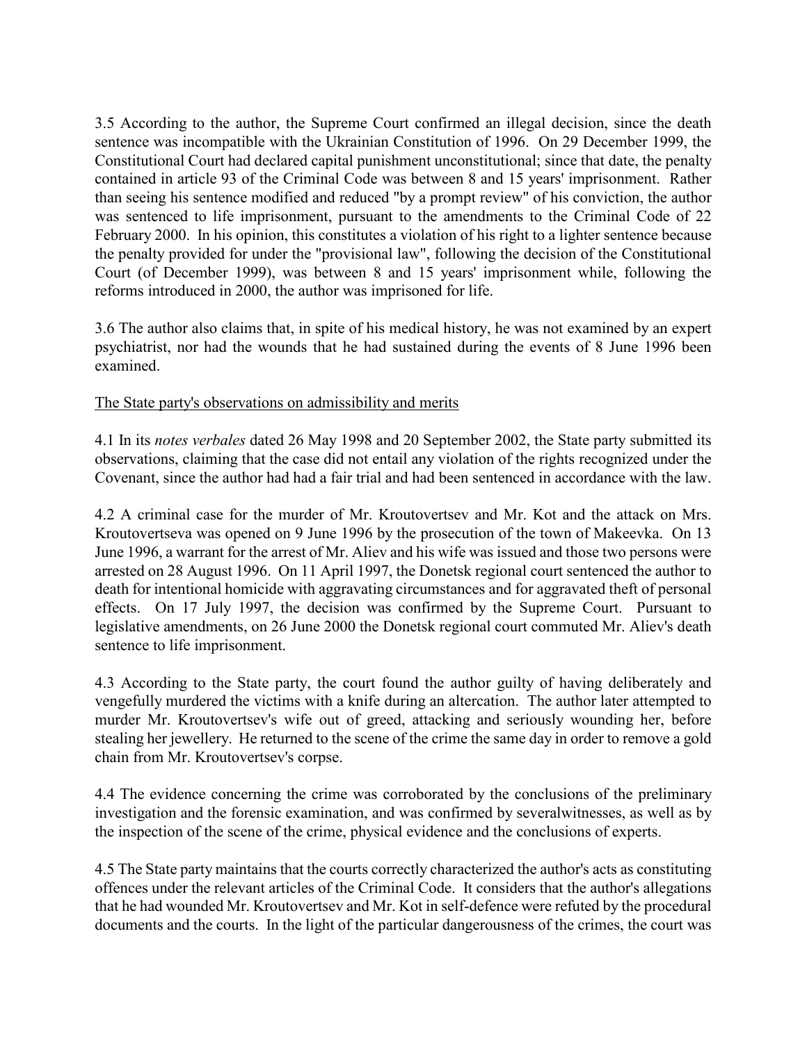3.5 According to the author, the Supreme Court confirmed an illegal decision, since the death sentence was incompatible with the Ukrainian Constitution of 1996. On 29 December 1999, the Constitutional Court had declared capital punishment unconstitutional; since that date, the penalty contained in article 93 of the Criminal Code was between 8 and 15 years' imprisonment. Rather than seeing his sentence modified and reduced "by a prompt review" of his conviction, the author was sentenced to life imprisonment, pursuant to the amendments to the Criminal Code of 22 February 2000. In his opinion, this constitutes a violation of his right to a lighter sentence because the penalty provided for under the "provisional law", following the decision of the Constitutional Court (of December 1999), was between 8 and 15 years' imprisonment while, following the reforms introduced in 2000, the author was imprisoned for life.

3.6 The author also claims that, in spite of his medical history, he was not examined by an expert psychiatrist, nor had the wounds that he had sustained during the events of 8 June 1996 been examined.

The State party's observations on admissibility and merits

4.1 In its *notes verbales* dated 26 May 1998 and 20 September 2002, the State party submitted its observations, claiming that the case did not entail any violation of the rights recognized under the Covenant, since the author had had a fair trial and had been sentenced in accordance with the law.

4.2 A criminal case for the murder of Mr. Kroutovertsev and Mr. Kot and the attack on Mrs. Kroutovertseva was opened on 9 June 1996 by the prosecution of the town of Makeevka. On 13 June 1996, a warrant for the arrest of Mr. Aliev and his wife was issued and those two persons were arrested on 28 August 1996. On 11 April 1997, the Donetsk regional court sentenced the author to death for intentional homicide with aggravating circumstances and for aggravated theft of personal effects. On 17 July 1997, the decision was confirmed by the Supreme Court. Pursuant to legislative amendments, on 26 June 2000 the Donetsk regional court commuted Mr. Aliev's death sentence to life imprisonment.

4.3 According to the State party, the court found the author guilty of having deliberately and vengefully murdered the victims with a knife during an altercation. The author later attempted to murder Mr. Kroutovertsev's wife out of greed, attacking and seriously wounding her, before stealing her jewellery. He returned to the scene of the crime the same day in order to remove a gold chain from Mr. Kroutovertsev's corpse.

4.4 The evidence concerning the crime was corroborated by the conclusions of the preliminary investigation and the forensic examination, and was confirmed by severalwitnesses, as well as by the inspection of the scene of the crime, physical evidence and the conclusions of experts.

4.5 The State party maintains that the courts correctly characterized the author's acts as constituting offences under the relevant articles of the Criminal Code. It considers that the author's allegations that he had wounded Mr. Kroutovertsev and Mr. Kot in self-defence were refuted by the procedural documents and the courts. In the light of the particular dangerousness of the crimes, the court was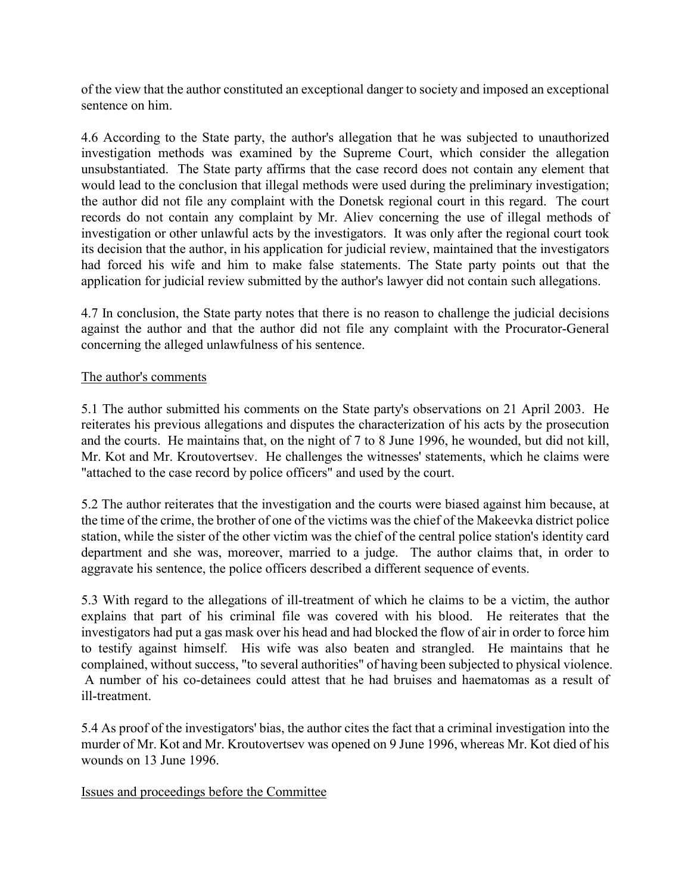of the view that the author constituted an exceptional danger to society and imposed an exceptional sentence on him.

4.6 According to the State party, the author's allegation that he was subjected to unauthorized investigation methods was examined by the Supreme Court, which consider the allegation unsubstantiated. The State party affirms that the case record does not contain any element that would lead to the conclusion that illegal methods were used during the preliminary investigation; the author did not file any complaint with the Donetsk regional court in this regard. The court records do not contain any complaint by Mr. Aliev concerning the use of illegal methods of investigation or other unlawful acts by the investigators. It was only after the regional court took its decision that the author, in his application for judicial review, maintained that the investigators had forced his wife and him to make false statements. The State party points out that the application for judicial review submitted by the author's lawyer did not contain such allegations.

4.7 In conclusion, the State party notes that there is no reason to challenge the judicial decisions against the author and that the author did not file any complaint with the Procurator-General concerning the alleged unlawfulness of his sentence.

The author's comments

5.1 The author submitted his comments on the State party's observations on 21 April 2003. He reiterates his previous allegations and disputes the characterization of his acts by the prosecution and the courts. He maintains that, on the night of 7 to 8 June 1996, he wounded, but did not kill, Mr. Kot and Mr. Kroutovertsev. He challenges the witnesses' statements, which he claims were "attached to the case record by police officers" and used by the court.

5.2 The author reiterates that the investigation and the courts were biased against him because, at the time of the crime, the brother of one of the victims was the chief of the Makeevka district police station, while the sister of the other victim was the chief of the central police station's identity card department and she was, moreover, married to a judge. The author claims that, in order to aggravate his sentence, the police officers described a different sequence of events.

5.3 With regard to the allegations of ill-treatment of which he claims to be a victim, the author explains that part of his criminal file was covered with his blood. He reiterates that the investigators had put a gas mask over his head and had blocked the flow of air in order to force him to testify against himself. His wife was also beaten and strangled. He maintains that he complained, without success, "to several authorities" of having been subjected to physical violence. A number of his co-detainees could attest that he had bruises and haematomas as a result of ill-treatment.

5.4 As proof of the investigators' bias, the author cites the fact that a criminal investigation into the murder of Mr. Kot and Mr. Kroutovertsev was opened on 9 June 1996, whereas Mr. Kot died of his wounds on 13 June 1996.

Issues and proceedings before the Committee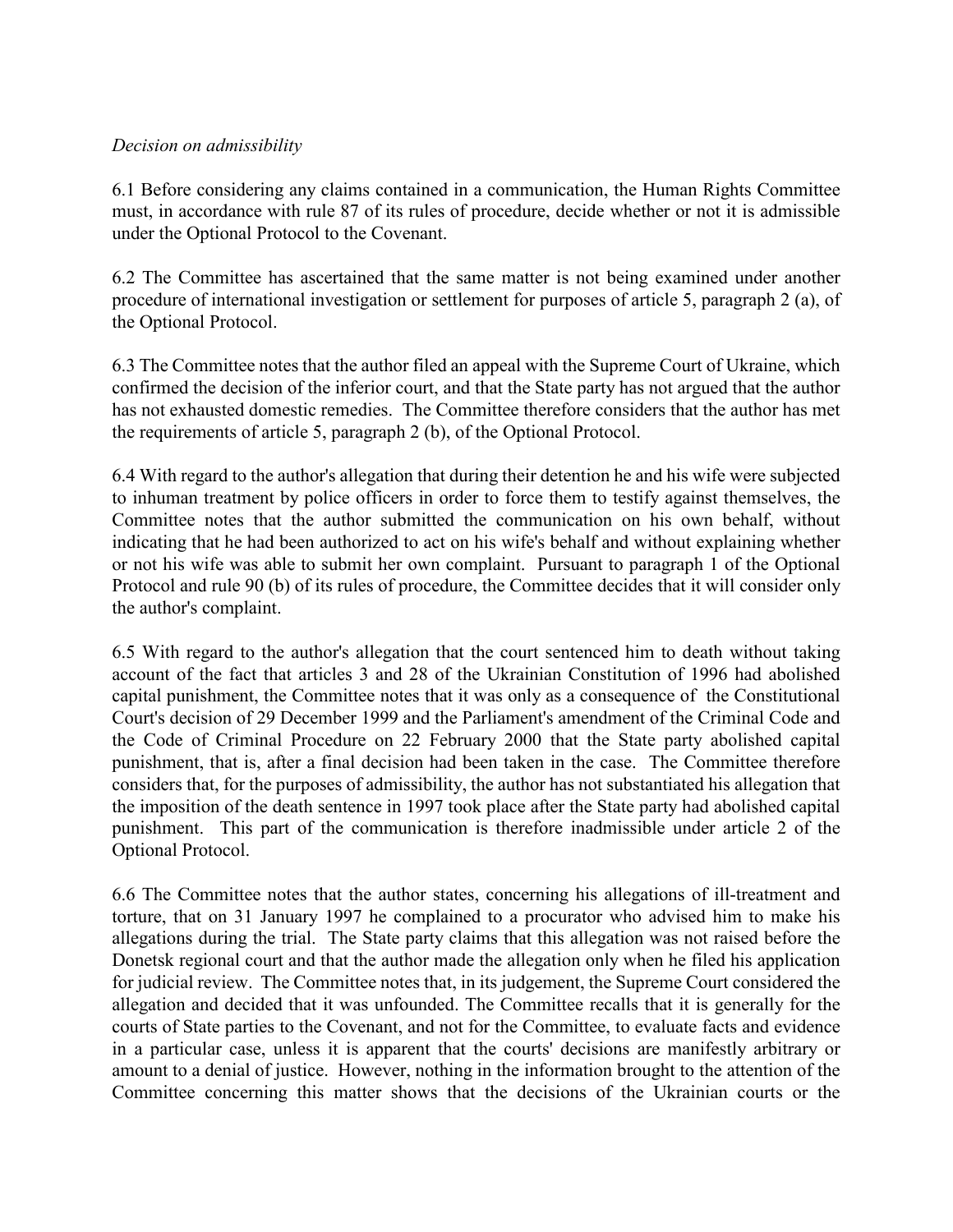*Decision on admissibility*

6.1 Before considering any claims contained in a communication, the Human Rights Committee must, in accordance with rule 87 of its rules of procedure, decide whether or not it is admissible under the Optional Protocol to the Covenant.

6.2 The Committee has ascertained that the same matter is not being examined under another procedure of international investigation or settlement for purposes of article 5, paragraph 2 (a), of the Optional Protocol.

6.3 The Committee notes that the author filed an appeal with the Supreme Court of Ukraine, which confirmed the decision of the inferior court, and that the State party has not argued that the author has not exhausted domestic remedies. The Committee therefore considers that the author has met the requirements of article 5, paragraph 2 (b), of the Optional Protocol.

6.4 With regard to the author's allegation that during their detention he and his wife were subjected to inhuman treatment by police officers in order to force them to testify against themselves, the Committee notes that the author submitted the communication on his own behalf, without indicating that he had been authorized to act on his wife's behalf and without explaining whether or not his wife was able to submit her own complaint. Pursuant to paragraph 1 of the Optional Protocol and rule 90 (b) of its rules of procedure, the Committee decides that it will consider only the author's complaint.

6.5 With regard to the author's allegation that the court sentenced him to death without taking account of the fact that articles 3 and 28 of the Ukrainian Constitution of 1996 had abolished capital punishment, the Committee notes that it was only as a consequence of the Constitutional Court's decision of 29 December 1999 and the Parliament's amendment of the Criminal Code and the Code of Criminal Procedure on 22 February 2000 that the State party abolished capital punishment, that is, after a final decision had been taken in the case. The Committee therefore considers that, for the purposes of admissibility, the author has not substantiated his allegation that the imposition of the death sentence in 1997 took place after the State party had abolished capital punishment. This part of the communication is therefore inadmissible under article 2 of the Optional Protocol.

6.6 The Committee notes that the author states, concerning his allegations of ill-treatment and torture, that on 31 January 1997 he complained to a procurator who advised him to make his allegations during the trial. The State party claims that this allegation was not raised before the Donetsk regional court and that the author made the allegation only when he filed his application for judicial review. The Committee notes that, in its judgement, the Supreme Court considered the allegation and decided that it was unfounded. The Committee recalls that it is generally for the courts of State parties to the Covenant, and not for the Committee, to evaluate facts and evidence in a particular case, unless it is apparent that the courts' decisions are manifestly arbitrary or amount to a denial of justice. However, nothing in the information brought to the attention of the Committee concerning this matter shows that the decisions of the Ukrainian courts or the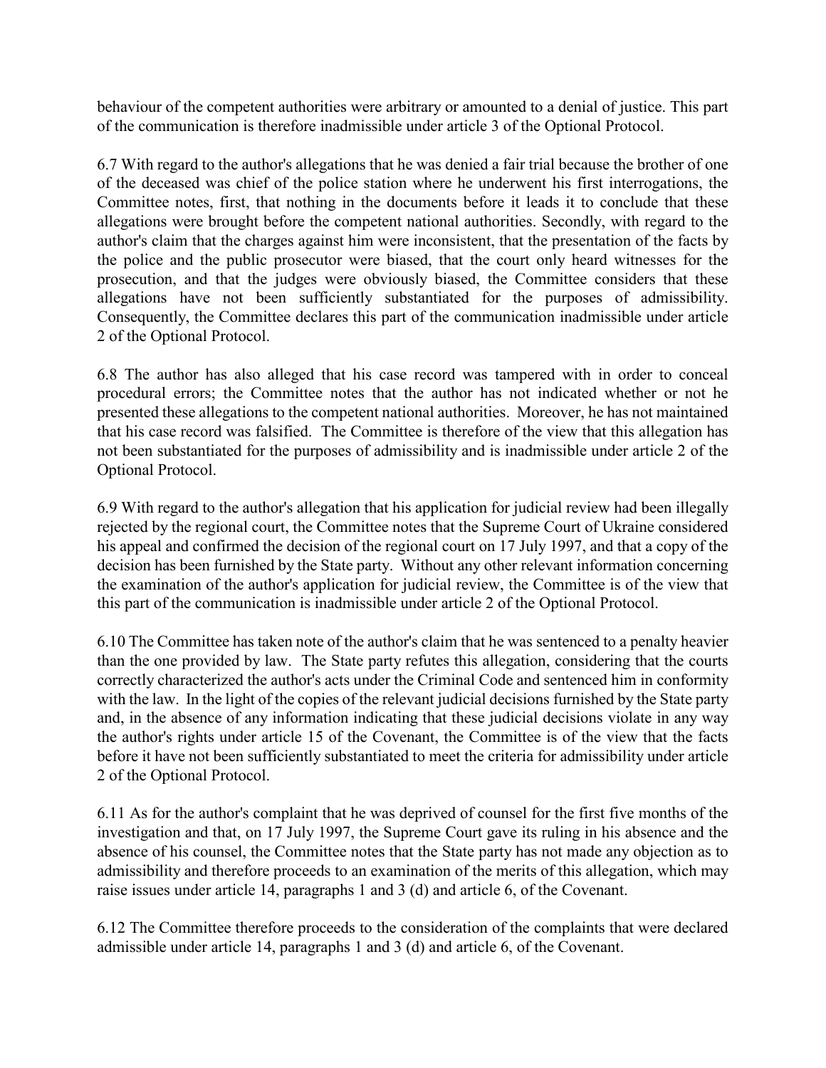behaviour of the competent authorities were arbitrary or amounted to a denial of justice. This part of the communication is therefore inadmissible under article 3 of the Optional Protocol.

6.7 With regard to the author's allegations that he was denied a fair trial because the brother of one of the deceased was chief of the police station where he underwent his first interrogations, the Committee notes, first, that nothing in the documents before it leads it to conclude that these allegations were brought before the competent national authorities. Secondly, with regard to the author's claim that the charges against him were inconsistent, that the presentation of the facts by the police and the public prosecutor were biased, that the court only heard witnesses for the prosecution, and that the judges were obviously biased, the Committee considers that these allegations have not been sufficiently substantiated for the purposes of admissibility. Consequently, the Committee declares this part of the communication inadmissible under article 2 of the Optional Protocol.

6.8 The author has also alleged that his case record was tampered with in order to conceal procedural errors; the Committee notes that the author has not indicated whether or not he presented these allegations to the competent national authorities. Moreover, he has not maintained that his case record was falsified. The Committee is therefore of the view that this allegation has not been substantiated for the purposes of admissibility and is inadmissible under article 2 of the Optional Protocol.

6.9 With regard to the author's allegation that his application for judicial review had been illegally rejected by the regional court, the Committee notes that the Supreme Court of Ukraine considered his appeal and confirmed the decision of the regional court on 17 July 1997, and that a copy of the decision has been furnished by the State party. Without any other relevant information concerning the examination of the author's application for judicial review, the Committee is of the view that this part of the communication is inadmissible under article 2 of the Optional Protocol.

6.10 The Committee has taken note of the author's claim that he was sentenced to a penalty heavier than the one provided by law. The State party refutes this allegation, considering that the courts correctly characterized the author's acts under the Criminal Code and sentenced him in conformity with the law. In the light of the copies of the relevant judicial decisions furnished by the State party and, in the absence of any information indicating that these judicial decisions violate in any way the author's rights under article 15 of the Covenant, the Committee is of the view that the facts before it have not been sufficiently substantiated to meet the criteria for admissibility under article 2 of the Optional Protocol.

6.11 As for the author's complaint that he was deprived of counsel for the first five months of the investigation and that, on 17 July 1997, the Supreme Court gave its ruling in his absence and the absence of his counsel, the Committee notes that the State party has not made any objection as to admissibility and therefore proceeds to an examination of the merits of this allegation, which may raise issues under article 14, paragraphs 1 and 3 (d) and article 6, of the Covenant.

6.12 The Committee therefore proceeds to the consideration of the complaints that were declared admissible under article 14, paragraphs 1 and 3 (d) and article 6, of the Covenant.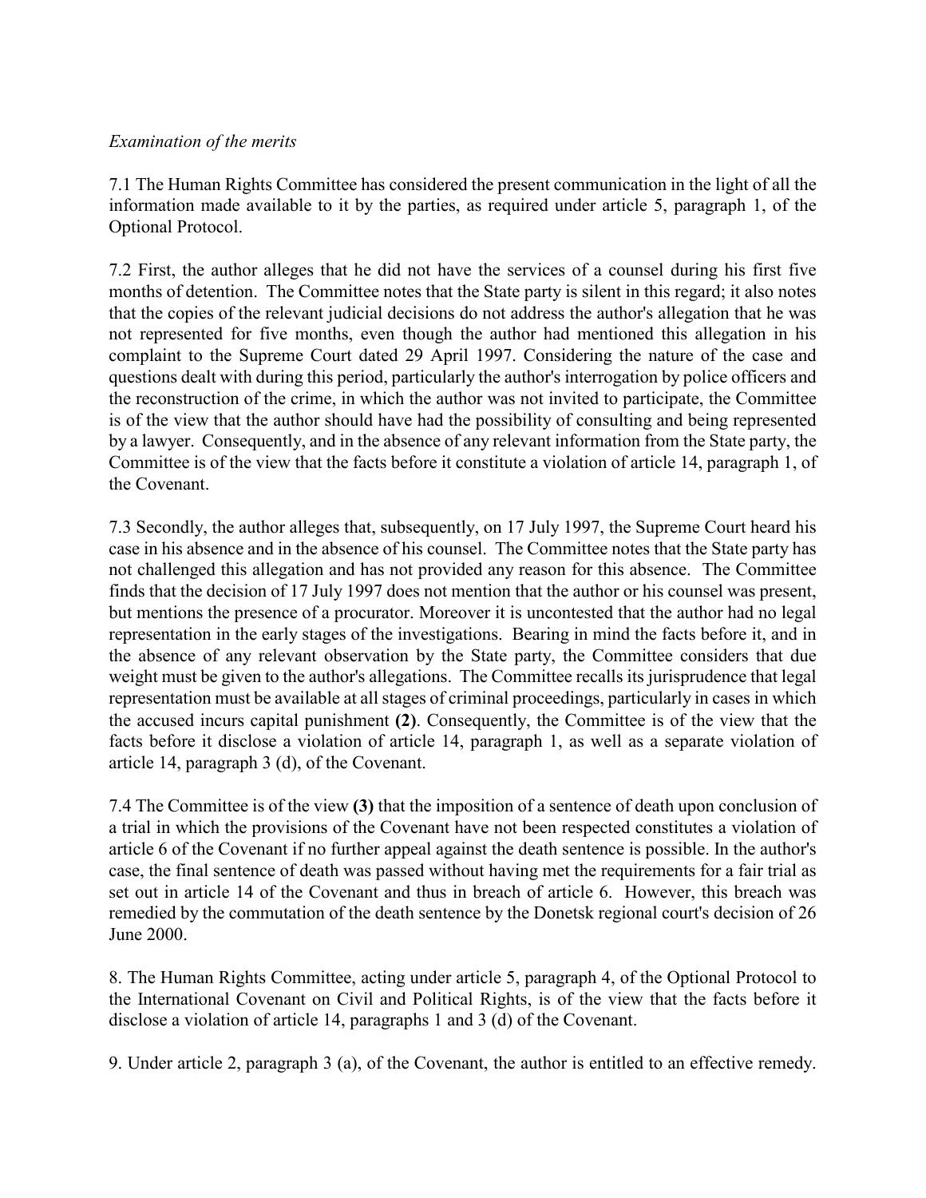*Examination of the merits*

7.1 The Human Rights Committee has considered the present communication in the light of all the information made available to it by the parties, as required under article 5, paragraph 1, of the Optional Protocol.

7.2 First, the author alleges that he did not have the services of a counsel during his first five months of detention. The Committee notes that the State party is silent in this regard; it also notes that the copies of the relevant judicial decisions do not address the author's allegation that he was not represented for five months, even though the author had mentioned this allegation in his complaint to the Supreme Court dated 29 April 1997. Considering the nature of the case and questions dealt with during this period, particularly the author's interrogation by police officers and the reconstruction of the crime, in which the author was not invited to participate, the Committee is of the view that the author should have had the possibility of consulting and being represented by a lawyer. Consequently, and in the absence of any relevant information from the State party, the Committee is of the view that the facts before it constitute a violation of article 14, paragraph 1, of the Covenant.

7.3 Secondly, the author alleges that, subsequently, on 17 July 1997, the Supreme Court heard his case in his absence and in the absence of his counsel. The Committee notes that the State party has not challenged this allegation and has not provided any reason for this absence. The Committee finds that the decision of 17 July 1997 does not mention that the author or his counsel was present, but mentions the presence of a procurator. Moreover it is uncontested that the author had no legal representation in the early stages of the investigations. Bearing in mind the facts before it, and in the absence of any relevant observation by the State party, the Committee considers that due weight must be given to the author's allegations. The Committee recalls its jurisprudence that legal representation must be available at all stages of criminal proceedings, particularly in cases in which the accused incurs capital punishment **(2)**. Consequently, the Committee is of the view that the facts before it disclose a violation of article 14, paragraph 1, as well as a separate violation of article 14, paragraph 3 (d), of the Covenant.

7.4 The Committee is of the view **(3)** that the imposition of a sentence of death upon conclusion of a trial in which the provisions of the Covenant have not been respected constitutes a violation of article 6 of the Covenant if no further appeal against the death sentence is possible. In the author's case, the final sentence of death was passed without having met the requirements for a fair trial as set out in article 14 of the Covenant and thus in breach of article 6. However, this breach was remedied by the commutation of the death sentence by the Donetsk regional court's decision of 26 June 2000.

8. The Human Rights Committee, acting under article 5, paragraph 4, of the Optional Protocol to the International Covenant on Civil and Political Rights, is of the view that the facts before it disclose a violation of article 14, paragraphs 1 and 3 (d) of the Covenant.

9. Under article 2, paragraph 3 (a), of the Covenant, the author is entitled to an effective remedy.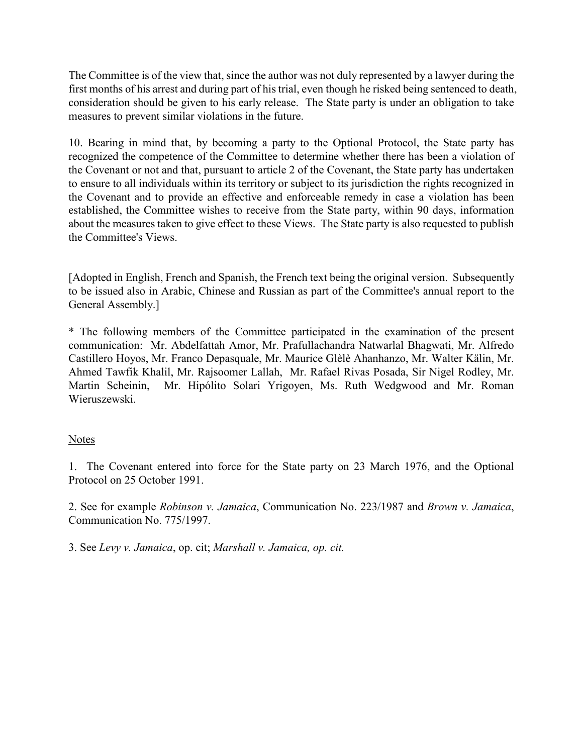The Committee is of the view that, since the author was not duly represented by a lawyer during the first months of his arrest and during part of his trial, even though he risked being sentenced to death, consideration should be given to his early release. The State party is under an obligation to take measures to prevent similar violations in the future.

10. Bearing in mind that, by becoming a party to the Optional Protocol, the State party has recognized the competence of the Committee to determine whether there has been a violation of the Covenant or not and that, pursuant to article 2 of the Covenant, the State party has undertaken to ensure to all individuals within its territory or subject to its jurisdiction the rights recognized in the Covenant and to provide an effective and enforceable remedy in case a violation has been established, the Committee wishes to receive from the State party, within 90 days, information about the measures taken to give effect to these Views. The State party is also requested to publish the Committee's Views.

[Adopted in English, French and Spanish, the French text being the original version. Subsequently to be issued also in Arabic, Chinese and Russian as part of the Committee's annual report to the General Assembly.]

* The following members of the Committee participated in the examination of the present communication: Mr. Abdelfattah Amor, Mr. Prafullachandra Natwarlal Bhagwati, Mr. Alfredo Castillero Hoyos, Mr. Franco Depasquale, Mr. Maurice Glèlè Ahanhanzo, Mr. Walter Kälin, Mr. Ahmed Tawfik Khalil, Mr. Rajsoomer Lallah, Mr. Rafael Rivas Posada, Sir Nigel Rodley, Mr. Martin Scheinin, Mr. Hipólito Solari Yrigoyen, Ms. Ruth Wedgwood and Mr. Roman Wieruszewski.

Notes

1. The Covenant entered into force for the State party on 23 March 1976, and the Optional Protocol on 25 October 1991.

2. See for example *Robinson v. Jamaica*, Communication No. 223/1987 and *Brown v. Jamaica*, Communication No. 775/1997.

3. See *Levy v. Jamaica*, op. cit; *Marshall v. Jamaica, op. cit.*